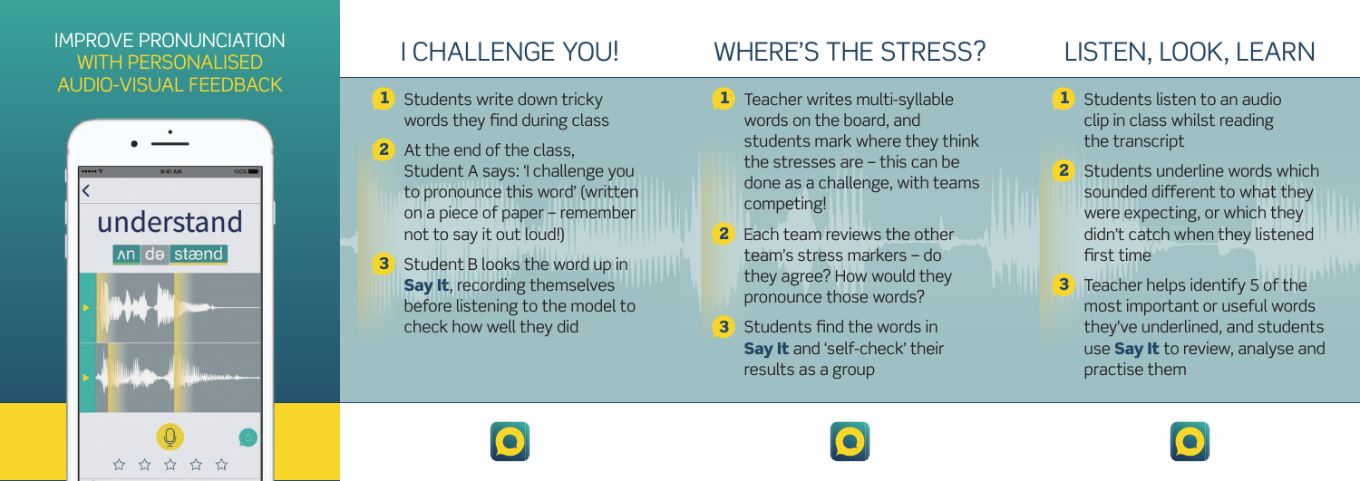# IMPROVE PRONUNCIATION WITH PERSONALISED AUDIO-VISUAL FEEDBACK

understand

ʌn də stænd

## I CHALLENGE YOU!

1. Students write down tricky words they find during class
2. At the end of the class, Student A says: 'I challenge you to pronounce this word' (written on a piece of paper – remember not to say it out loud!)
3. Student B looks the word up in **Say It**, recording themselves before listening to the model to check how well they did

## WHERE'S THE STRESS?

1. Teacher writes multi-syllable words on the board, and students mark where they think the stresses are – this can be done as a challenge, with teams competing!
2. Each team reviews the other team's stress markers – do they agree? How would they pronounce those words?
3. Students find the words in **Say It** and 'self-check' their results as a group

## LISTEN, LOOK, LEARN

1. Students listen to an audio clip in class whilst reading the transcript
2. Students underline words which sounded different to what they were expecting, or which they didn't catch when they listened first time
3. Teacher helps identify 5 of the most important or useful words they've underlined, and students use **Say It** to review, analyse and practise them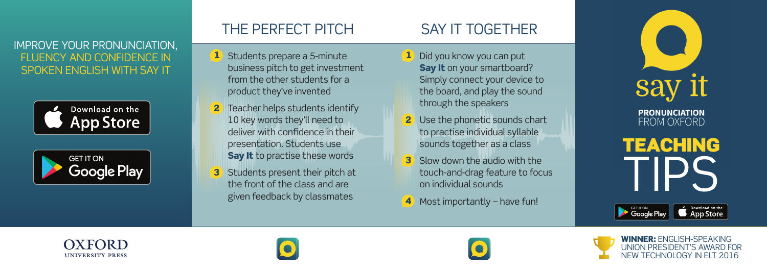IMPROVE YOUR PRONUNCIATION, FLUENCY AND CONFIDENCE IN SPOKEN ENGLISH WITH SAY IT

Download on the App Store

GET IT ON Google Play

## THE PERFECT PITCH

1. Students prepare a 5-minute business pitch to get investment from the other students for a product they've invented
2. Teacher helps students identify 10 key words they'll need to deliver with confidence in their presentation. Students use **Say It** to practise these words
3. Students present their pitch at the front of the class and are given feedback by classmates

## SAY IT TOGETHER

1. Did you know you can put **Say It** on your smartboard? Simply connect your device to the board, and play the sound through the speakers
2. Use the phonetic sounds chart to practise individual syllable sounds together as a class
3. Slow down the audio with the touch-and-drag feature to focus on individual sounds
4. Most importantly – have fun!

# say it

**PRONUNCIATION** FROM OXFORD

# TEACHING TIPS

GET IT ON Google Play | Download on the App Store

OXFORD UNIVERSITY PRESS

**WINNER:** ENGLISH-SPEAKING UNION PRESIDENT'S AWARD FOR NEW TECHNOLOGY IN ELT 2016